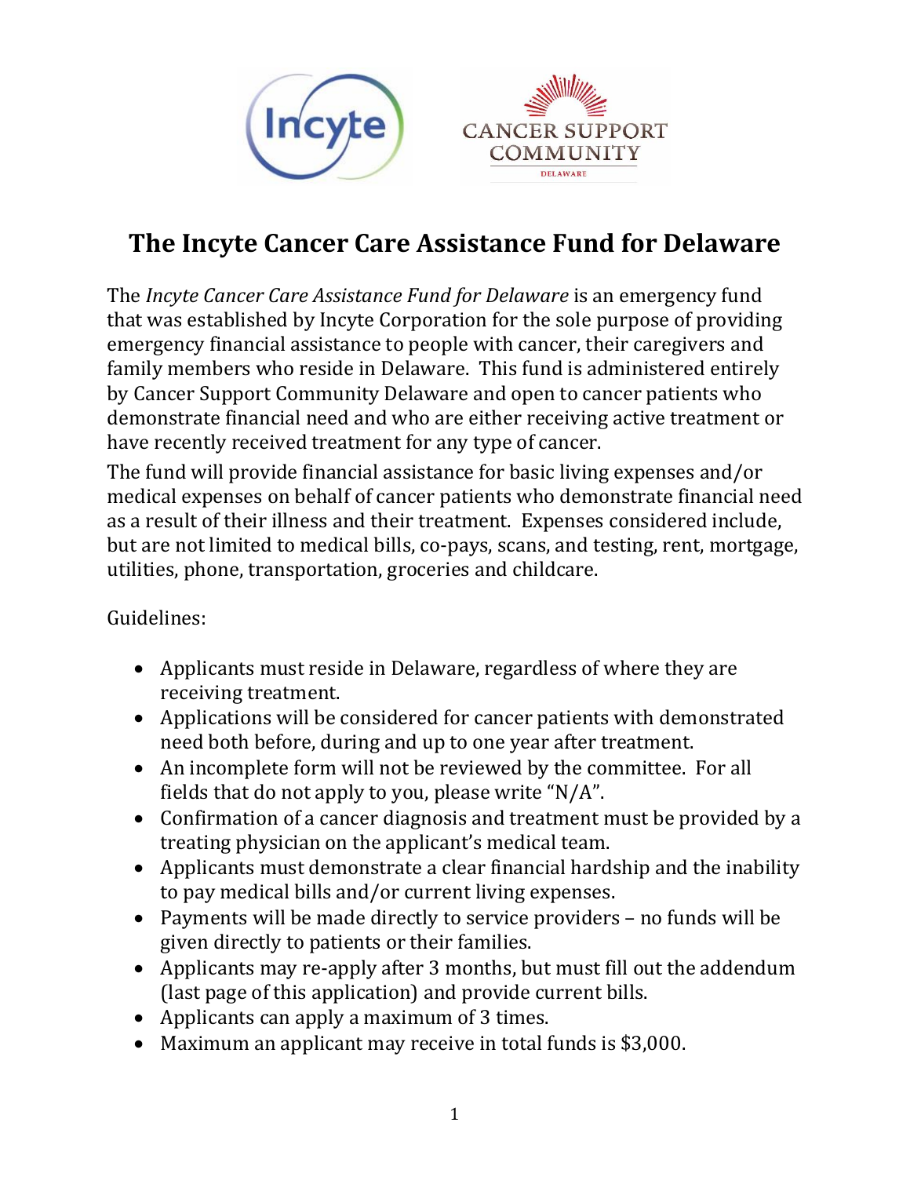# The Incyte Cancer Care Assistance Fund for Delaware

The *Incyte Cancer Care Assistance Fund for Delaware* is an emergency fund that was established by Incyte Corporation for the sole purpose of providing emergency financial assistance to people with cancer, their caregivers and family members who reside in Delaware. This fund is administered entirely by Cancer Support Community Delaware and open to cancer patients who demonstrate financial need and who are either receiving active treatment or have recently received treatment for any type of cancer.

The fund will provide financial assistance for basic living expenses and/or medical expenses on behalf of cancer patients who demonstrate financial need as a result of their illness and their treatment. Expenses considered include, but are not limited to medical bills, co-pays, scans, and testing, rent, mortgage, utilities, phone, transportation, groceries and childcare.

Guidelines:

- Applicants must reside in Delaware, regardless of where they are receiving treatment.
- Applications will be considered for cancer patients with demonstrated need both before, during and up to one year after treatment.
- An incomplete form will not be reviewed by the committee. For all fields that do not apply to you, please write "N/A".
- Confirmation of a cancer diagnosis and treatment must be provided by a treating physician on the applicant's medical team.
- Applicants must demonstrate a clear financial hardship and the inability to pay medical bills and/or current living expenses.
- Payments will be made directly to service providers – no funds will be given directly to patients or their families.
- Applicants may re-apply after 3 months, but must fill out the addendum (last page of this application) and provide current bills.
- Applicants can apply a maximum of 3 times.
- Maximum an applicant may receive in total funds is $3,000.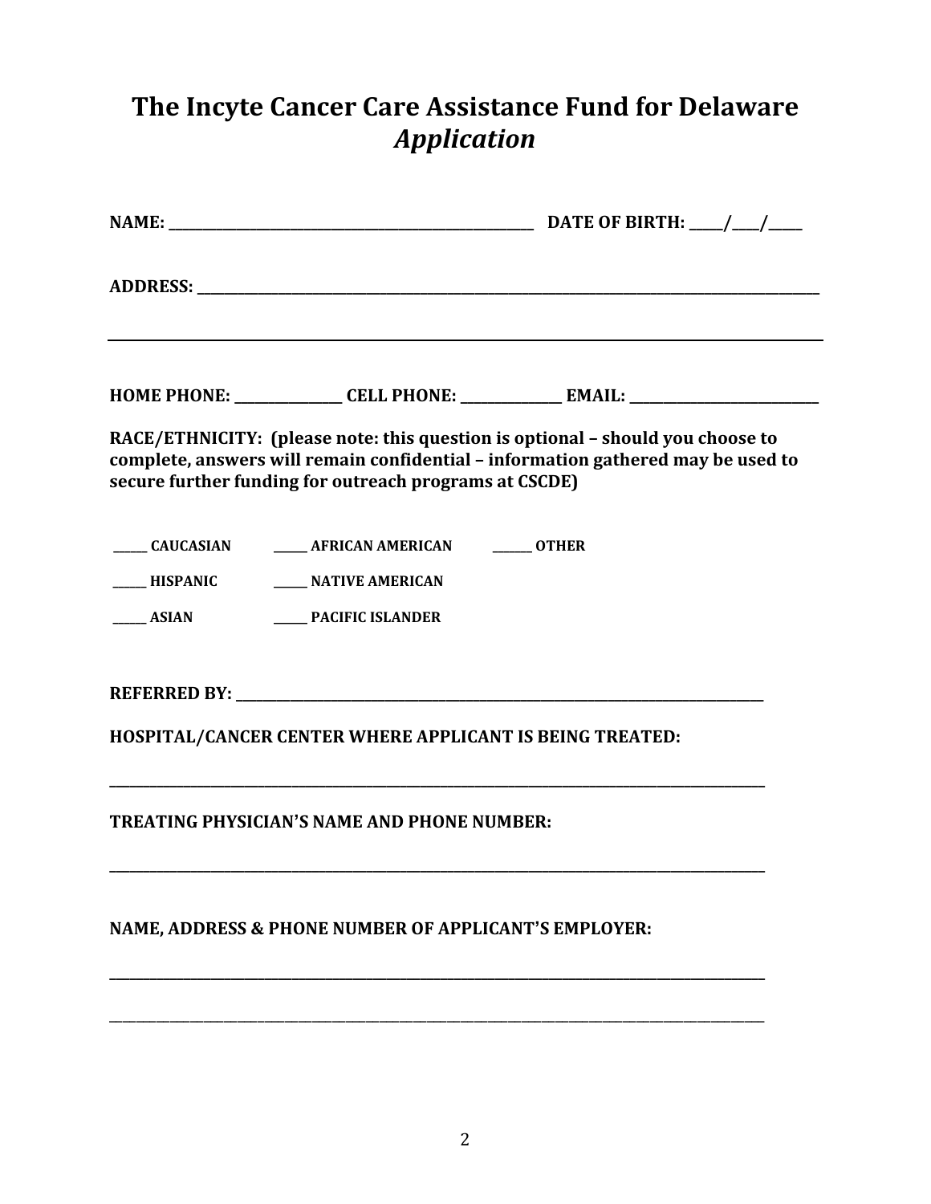# The Incyte Cancer Care Assistance Fund for Delaware
## *Application*

**NAME: ______________________________________________ DATE OF BIRTH: ____/____/____**

**ADDRESS: _____________________________________________________________________________**

_____________________________________________________________________________________

**HOME PHONE: ______________ CELL PHONE: ______________ EMAIL: _________________________**

**RACE/ETHNICITY: (please note: this question is optional – should you choose to complete, answers will remain confidential – information gathered may be used to secure further funding for outreach programs at CSCDE)**

**_____ CAUCASIAN** **_____ AFRICAN AMERICAN** **______ OTHER**

**_____ HISPANIC** **_____ NATIVE AMERICAN**

**_____ ASIAN** **_____ PACIFIC ISLANDER**

**REFERRED BY: ____________________________________________________________________**

**HOSPITAL/CANCER CENTER WHERE APPLICANT IS BEING TREATED:**

_____________________________________________________________________________________

**TREATING PHYSICIAN'S NAME AND PHONE NUMBER:**

_____________________________________________________________________________________

**NAME, ADDRESS & PHONE NUMBER OF APPLICANT'S EMPLOYER:**

_____________________________________________________________________________________

_____________________________________________________________________________________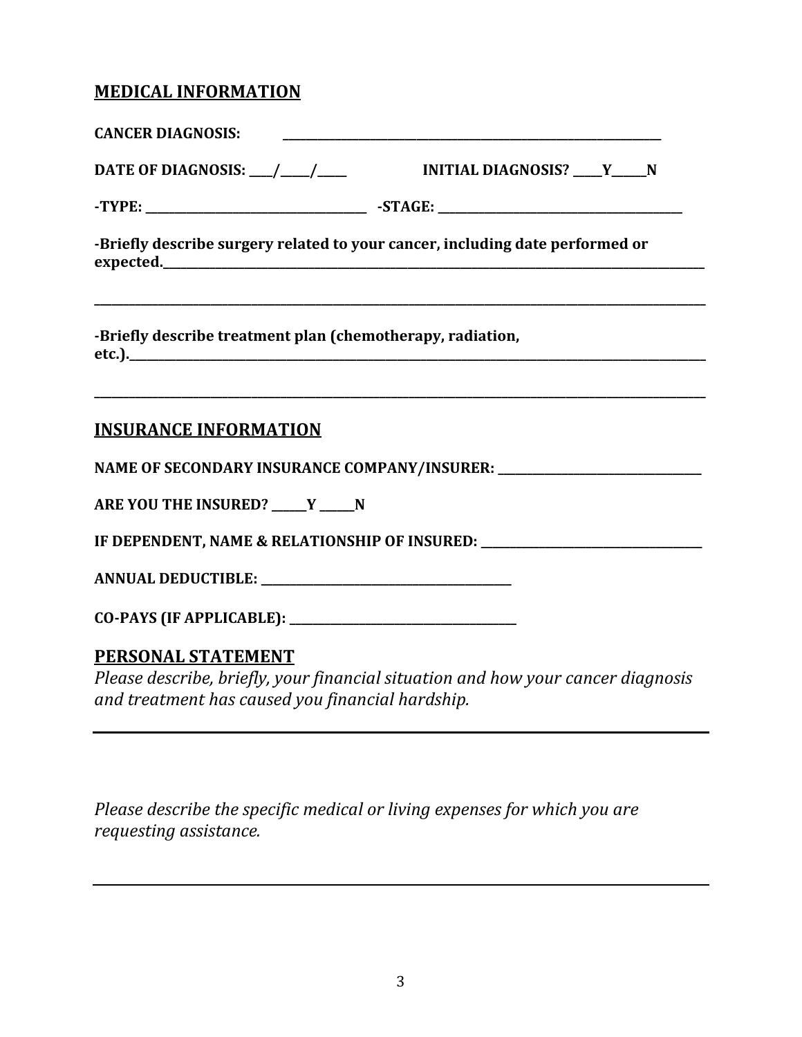## MEDICAL INFORMATION

**CANCER DIAGNOSIS:** ____________________________________________

**DATE OF DIAGNOSIS: ____/_____/_____** **INITIAL DIAGNOSIS? _____Y______N**

**-TYPE: ______________________________** **-STAGE: __________________________________**

**-Briefly describe surgery related to your cancer, including date performed or expected.__________________________________________________________________________**

**________________________________________________________________________________**

**-Briefly describe treatment plan (chemotherapy, radiation, etc.).____________________________________________________________________________**

**________________________________________________________________________________**

## INSURANCE INFORMATION

**NAME OF SECONDARY INSURANCE COMPANY/INSURER: ____________________________**

**ARE YOU THE INSURED? ______Y ______N**

**IF DEPENDENT, NAME & RELATIONSHIP OF INSURED: ______________________________**

**ANNUAL DEDUCTIBLE: ___________________________________**

**CO-PAYS (IF APPLICABLE): _______________________________**

## PERSONAL STATEMENT

*Please describe, briefly, your financial situation and how your cancer diagnosis and treatment has caused you financial hardship.*

________________________________________________________________________________

*Please describe the specific medical or living expenses for which you are requesting assistance.*

________________________________________________________________________________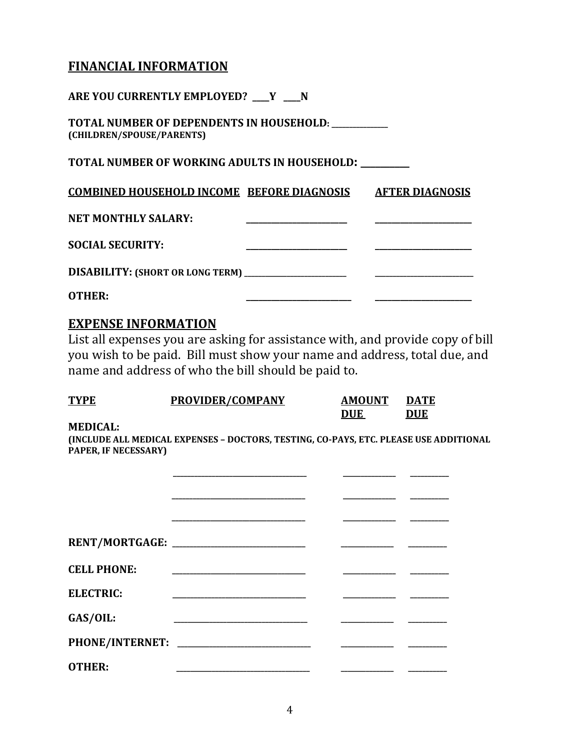## FINANCIAL INFORMATION

**ARE YOU CURRENTLY EMPLOYED? \_\_\_\_Y \_\_\_\_N**

**TOTAL NUMBER OF DEPENDENTS IN HOUSEHOLD: \_\_\_\_\_\_\_\_\_\_\_\_\_\_**
**(CHILDREN/SPOUSE/PARENTS)**

**TOTAL NUMBER OF WORKING ADULTS IN HOUSEHOLD: \_\_\_\_\_\_\_\_\_\_\_\_**

| COMBINED HOUSEHOLD INCOME | BEFORE DIAGNOSIS | AFTER DIAGNOSIS |
|---|---|---|
| **NET MONTHLY SALARY:** | \_\_\_\_\_\_\_\_\_\_\_\_\_\_\_\_\_\_\_\_\_\_\_\_ | \_\_\_\_\_\_\_\_\_\_\_\_\_\_\_\_\_\_\_\_\_\_\_ |
| **SOCIAL SECURITY:** | \_\_\_\_\_\_\_\_\_\_\_\_\_\_\_\_\_\_\_\_\_\_\_\_ | \_\_\_\_\_\_\_\_\_\_\_\_\_\_\_\_\_\_\_\_\_\_\_ |
| **DISABILITY: (SHORT OR LONG TERM)** | \_\_\_\_\_\_\_\_\_\_\_\_\_\_\_\_\_\_\_\_\_\_\_\_ | \_\_\_\_\_\_\_\_\_\_\_\_\_\_\_\_\_\_\_\_\_\_\_ |
| **OTHER:** | \_\_\_\_\_\_\_\_\_\_\_\_\_\_\_\_\_\_\_\_\_\_\_\_ | \_\_\_\_\_\_\_\_\_\_\_\_\_\_\_\_\_\_\_\_\_\_\_ |

## EXPENSE INFORMATION

List all expenses you are asking for assistance with, and provide copy of bill you wish to be paid. Bill must show your name and address, total due, and name and address of who the bill should be paid to.

| TYPE | PROVIDER/COMPANY | AMOUNT DUE | DATE DUE |
|---|---|---|---|
| **MEDICAL:** (INCLUDE ALL MEDICAL EXPENSES – DOCTORS, TESTING, CO-PAYS, ETC. PLEASE USE ADDITIONAL PAPER, IF NECESSARY) | | | |
| | \_\_\_\_\_\_\_\_\_\_\_\_\_\_\_\_\_\_\_\_\_\_\_\_\_\_\_\_\_\_ | \_\_\_\_\_\_\_\_\_\_\_\_ | \_\_\_\_\_\_\_\_\_ |
| | \_\_\_\_\_\_\_\_\_\_\_\_\_\_\_\_\_\_\_\_\_\_\_\_\_\_\_\_\_\_ | \_\_\_\_\_\_\_\_\_\_\_\_ | \_\_\_\_\_\_\_\_\_ |
| | \_\_\_\_\_\_\_\_\_\_\_\_\_\_\_\_\_\_\_\_\_\_\_\_\_\_\_\_\_\_ | \_\_\_\_\_\_\_\_\_\_\_\_ | \_\_\_\_\_\_\_\_\_ |
| **RENT/MORTGAGE:** | \_\_\_\_\_\_\_\_\_\_\_\_\_\_\_\_\_\_\_\_\_\_\_\_\_\_\_\_\_\_ | \_\_\_\_\_\_\_\_\_\_\_\_ | \_\_\_\_\_\_\_\_\_ |
| **CELL PHONE:** | \_\_\_\_\_\_\_\_\_\_\_\_\_\_\_\_\_\_\_\_\_\_\_\_\_\_\_\_\_\_ | \_\_\_\_\_\_\_\_\_\_\_\_ | \_\_\_\_\_\_\_\_\_ |
| **ELECTRIC:** | \_\_\_\_\_\_\_\_\_\_\_\_\_\_\_\_\_\_\_\_\_\_\_\_\_\_\_\_\_\_ | \_\_\_\_\_\_\_\_\_\_\_\_ | \_\_\_\_\_\_\_\_\_ |
| **GAS/OIL:** | \_\_\_\_\_\_\_\_\_\_\_\_\_\_\_\_\_\_\_\_\_\_\_\_\_\_\_\_\_\_ | \_\_\_\_\_\_\_\_\_\_\_\_ | \_\_\_\_\_\_\_\_\_ |
| **PHONE/INTERNET:** | \_\_\_\_\_\_\_\_\_\_\_\_\_\_\_\_\_\_\_\_\_\_\_\_\_\_\_\_\_\_ | \_\_\_\_\_\_\_\_\_\_\_\_ | \_\_\_\_\_\_\_\_\_ |
| **OTHER:** | \_\_\_\_\_\_\_\_\_\_\_\_\_\_\_\_\_\_\_\_\_\_\_\_\_\_\_\_\_\_ | \_\_\_\_\_\_\_\_\_\_\_\_ | \_\_\_\_\_\_\_\_\_ |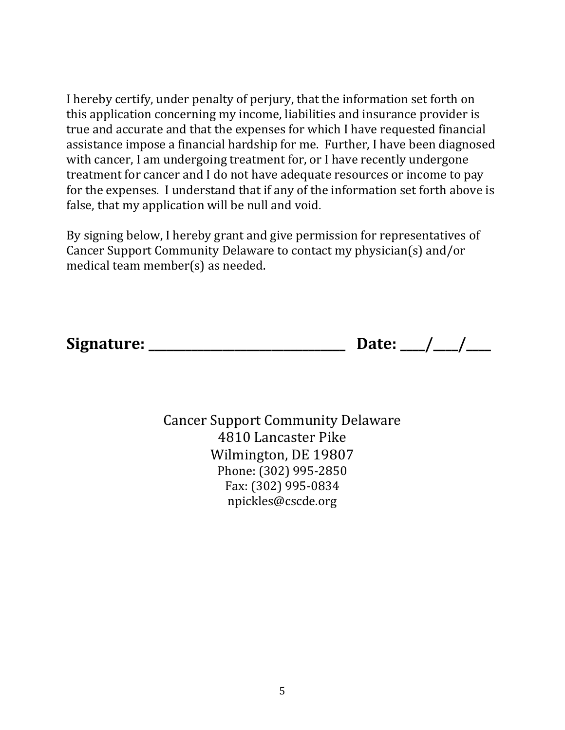I hereby certify, under penalty of perjury, that the information set forth on this application concerning my income, liabilities and insurance provider is true and accurate and that the expenses for which I have requested financial assistance impose a financial hardship for me. Further, I have been diagnosed with cancer, I am undergoing treatment for, or I have recently undergone treatment for cancer and I do not have adequate resources or income to pay for the expenses. I understand that if any of the information set forth above is false, that my application will be null and void.

By signing below, I hereby grant and give permission for representatives of Cancer Support Community Delaware to contact my physician(s) and/or medical team member(s) as needed.

**Signature: ________________________________ Date: ____/____/____**

Cancer Support Community Delaware
4810 Lancaster Pike
Wilmington, DE 19807
Phone: (302) 995-2850
Fax: (302) 995-0834
npickles@cscde.org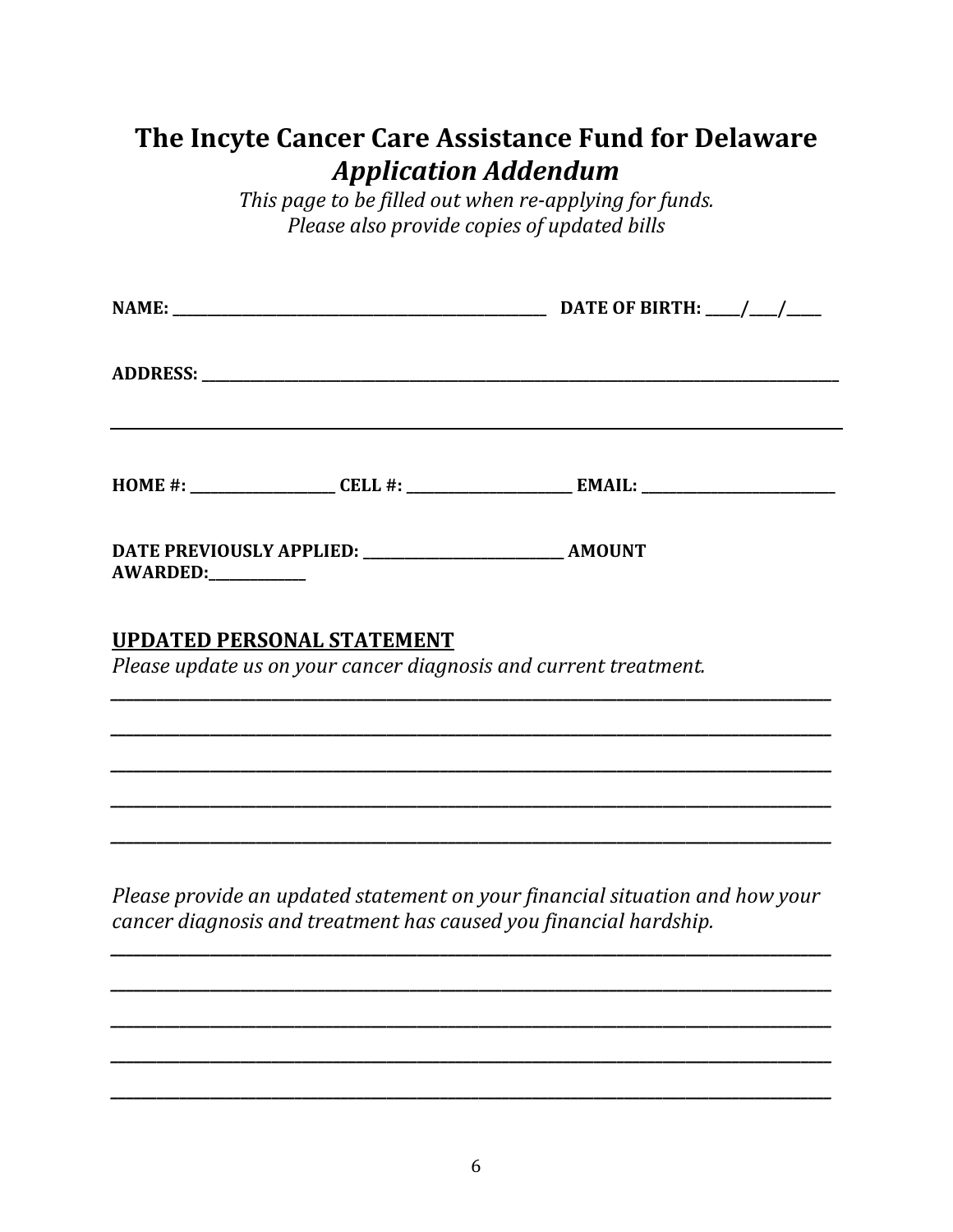# The Incyte Cancer Care Assistance Fund for Delaware
## *Application Addendum*

*This page to be filled out when re-applying for funds.*
*Please also provide copies of updated bills*

**NAME:** ______________________________ **DATE OF BIRTH:** ____/____/____

**ADDRESS:** ______________________________________________________________

______________________________________________________________________

**HOME #:** ______________ **CELL #:** ________________ **EMAIL:** __________________

**DATE PREVIOUSLY APPLIED:** ____________________ **AMOUNT AWARDED:**__________

**UPDATED PERSONAL STATEMENT**

*Please update us on your cancer diagnosis and current treatment.*

______________________________________________________________________

______________________________________________________________________

______________________________________________________________________

______________________________________________________________________

______________________________________________________________________

*Please provide an updated statement on your financial situation and how your cancer diagnosis and treatment has caused you financial hardship.*

______________________________________________________________________

______________________________________________________________________

______________________________________________________________________

______________________________________________________________________

______________________________________________________________________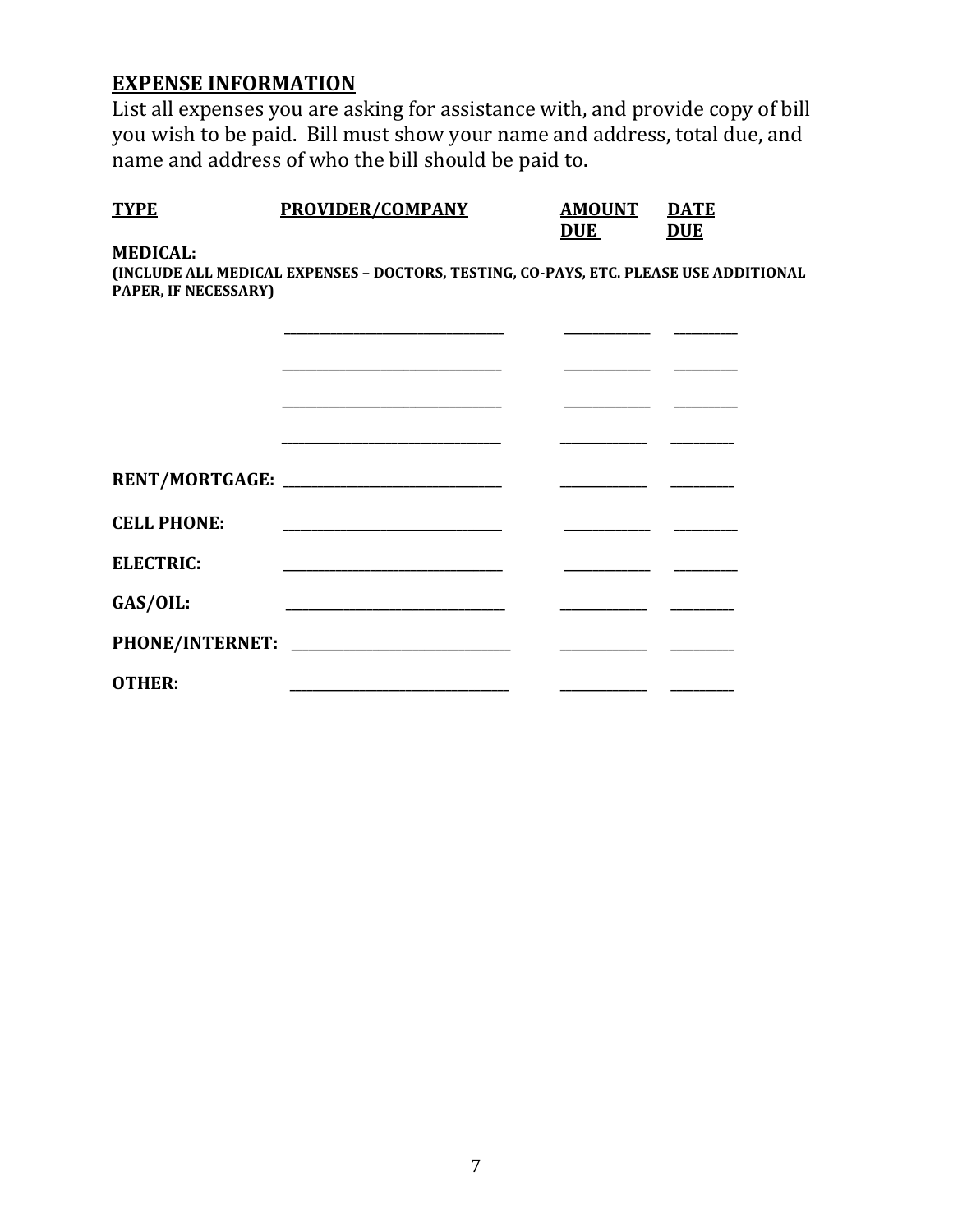## EXPENSE INFORMATION

List all expenses you are asking for assistance with, and provide copy of bill you wish to be paid. Bill must show your name and address, total due, and name and address of who the bill should be paid to.

| TYPE | PROVIDER/COMPANY | AMOUNT DUE | DATE DUE |
|---|---|---|---|
| **MEDICAL:** (INCLUDE ALL MEDICAL EXPENSES – DOCTORS, TESTING, CO-PAYS, ETC. PLEASE USE ADDITIONAL PAPER, IF NECESSARY) | | | |
| | ____________________ | __________ | ________ |
| | ____________________ | __________ | ________ |
| | ____________________ | __________ | ________ |
| | ____________________ | __________ | ________ |
| **RENT/MORTGAGE:** | ____________________ | __________ | ________ |
| **CELL PHONE:** | ____________________ | __________ | ________ |
| **ELECTRIC:** | ____________________ | __________ | ________ |
| **GAS/OIL:** | ____________________ | __________ | ________ |
| **PHONE/INTERNET:** | ____________________ | __________ | ________ |
| **OTHER:** | ____________________ | __________ | ________ |